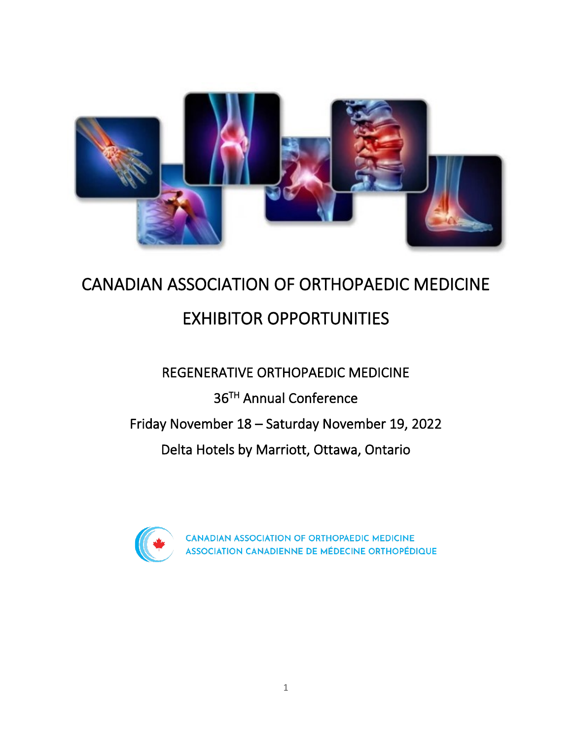# CANADIAN ASSOCIATION OF ORTHOPAEDIC MEDICINE

# EXHIBITOR OPPORTUNITIES

## REGENERATIVE ORTHOPAEDIC MEDICINE

36TH Annual Conference

Friday November 18 – Saturday November 19, 2022

Delta Hotels by Marriott, Ottawa, Ontario

CANADIAN ASSOCIATION OF ORTHOPAEDIC MEDICINE
ASSOCIATION CANADIENNE DE MÉDECINE ORTHOPÉDIQUE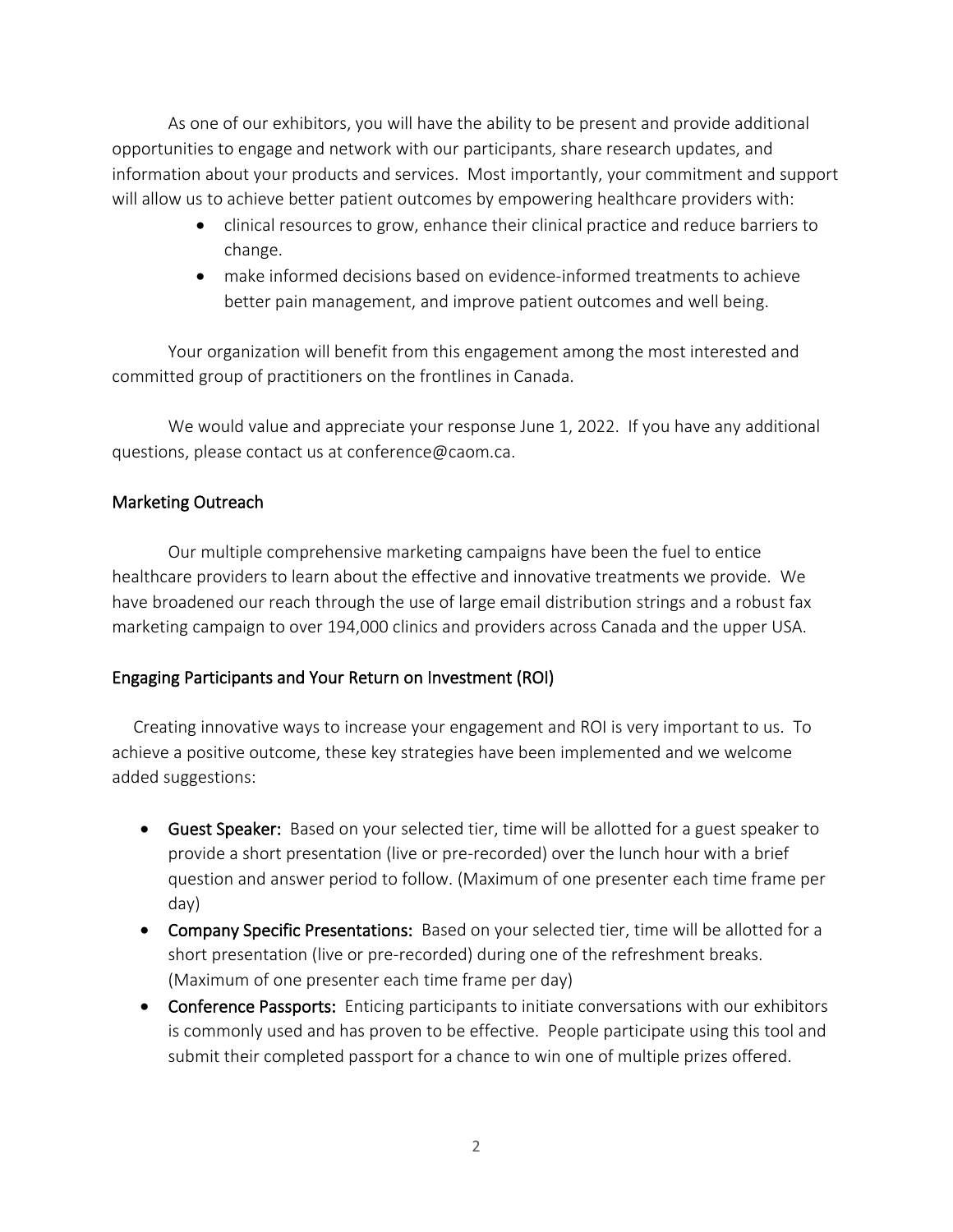As one of our exhibitors, you will have the ability to be present and provide additional opportunities to engage and network with our participants, share research updates, and information about your products and services. Most importantly, your commitment and support will allow us to achieve better patient outcomes by empowering healthcare providers with:

- clinical resources to grow, enhance their clinical practice and reduce barriers to change.
- make informed decisions based on evidence-informed treatments to achieve better pain management, and improve patient outcomes and well being.

Your organization will benefit from this engagement among the most interested and committed group of practitioners on the frontlines in Canada.

We would value and appreciate your response June 1, 2022. If you have any additional questions, please contact us at conference@caom.ca.

## Marketing Outreach

Our multiple comprehensive marketing campaigns have been the fuel to entice healthcare providers to learn about the effective and innovative treatments we provide. We have broadened our reach through the use of large email distribution strings and a robust fax marketing campaign to over 194,000 clinics and providers across Canada and the upper USA.

## Engaging Participants and Your Return on Investment (ROI)

Creating innovative ways to increase your engagement and ROI is very important to us. To achieve a positive outcome, these key strategies have been implemented and we welcome added suggestions:

- **Guest Speaker:** Based on your selected tier, time will be allotted for a guest speaker to provide a short presentation (live or pre-recorded) over the lunch hour with a brief question and answer period to follow. (Maximum of one presenter each time frame per day)
- **Company Specific Presentations:** Based on your selected tier, time will be allotted for a short presentation (live or pre-recorded) during one of the refreshment breaks. (Maximum of one presenter each time frame per day)
- **Conference Passports:** Enticing participants to initiate conversations with our exhibitors is commonly used and has proven to be effective. People participate using this tool and submit their completed passport for a chance to win one of multiple prizes offered.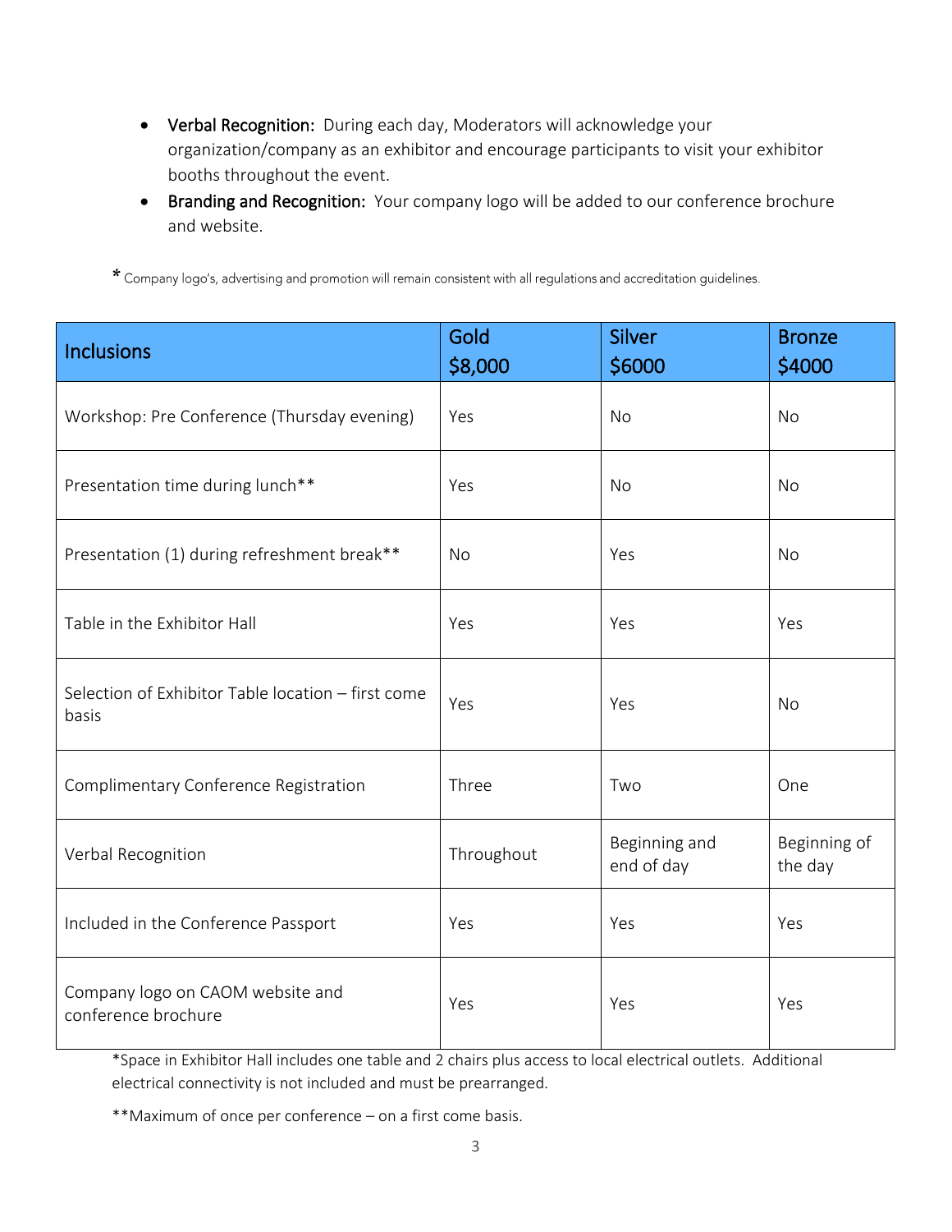- **Verbal Recognition:** During each day, Moderators will acknowledge your organization/company as an exhibitor and encourage participants to visit your exhibitor booths throughout the event.
- **Branding and Recognition:** Your company logo will be added to our conference brochure and website.

* Company logo's, advertising and promotion will remain consistent with all regulations and accreditation guidelines.

| Inclusions | Gold $8,000 | Silver $6000 | Bronze $4000 |
|---|---|---|---|
| Workshop: Pre Conference (Thursday evening) | Yes | No | No |
| Presentation time during lunch** | Yes | No | No |
| Presentation (1) during refreshment break** | No | Yes | No |
| Table in the Exhibitor Hall | Yes | Yes | Yes |
| Selection of Exhibitor Table location – first come basis | Yes | Yes | No |
| Complimentary Conference Registration | Three | Two | One |
| Verbal Recognition | Throughout | Beginning and end of day | Beginning of the day |
| Included in the Conference Passport | Yes | Yes | Yes |
| Company logo on CAOM website and conference brochure | Yes | Yes | Yes |

*Space in Exhibitor Hall includes one table and 2 chairs plus access to local electrical outlets. Additional electrical connectivity is not included and must be prearranged.

**Maximum of once per conference – on a first come basis.